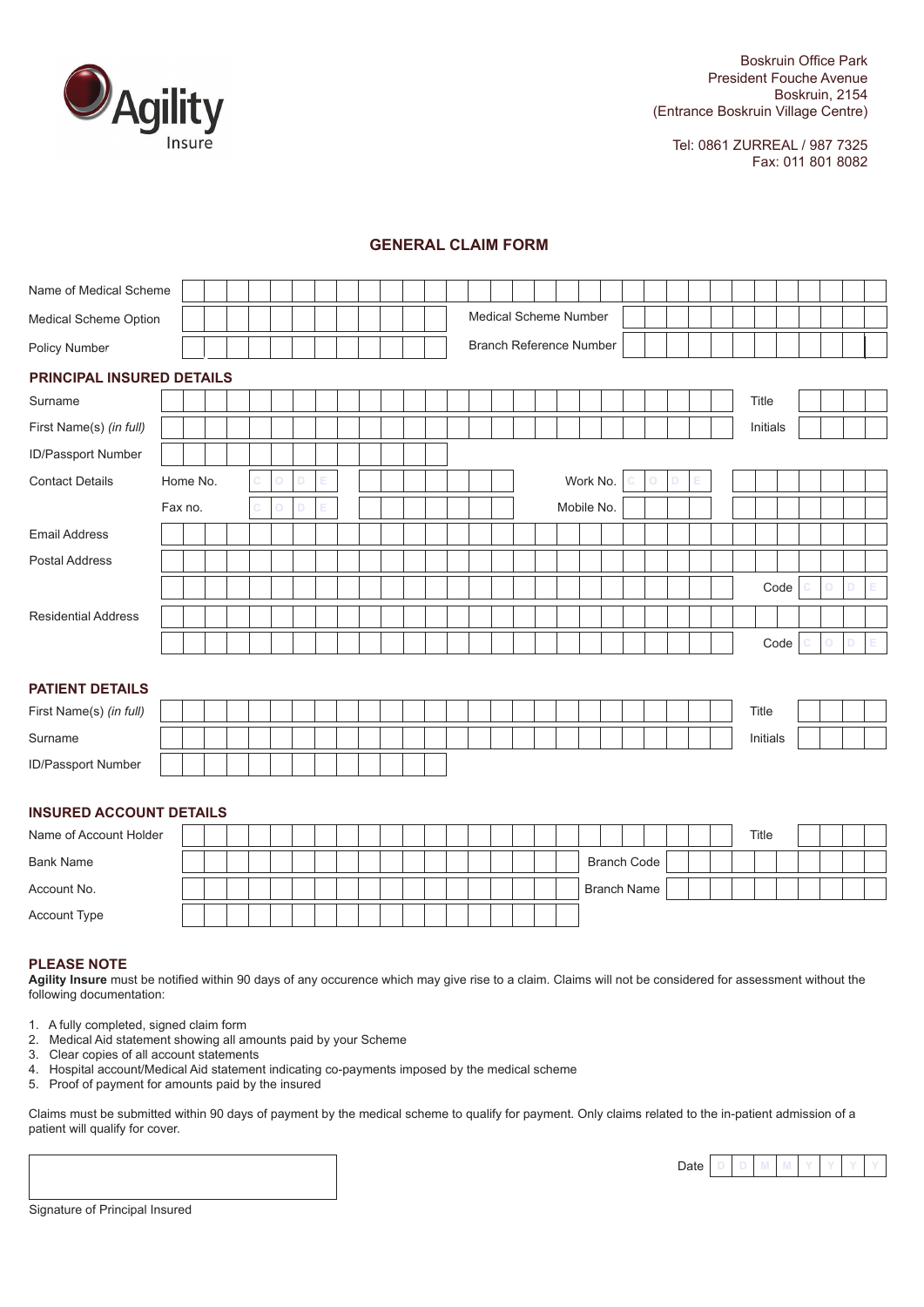Agility Insure

Boskruin Office Park
President Fouche Avenue
Boskruin, 2154
(Entrance Boskruin Village Centre)

Tel: 0861 ZURREAL / 987 7325
Fax: 011 801 8082

# GENERAL CLAIM FORM

| | | | |
|---|---|---|---|
| Name of Medical Scheme | | | |
| Medical Scheme Option | | Medical Scheme Number | |
| Policy Number | | Branch Reference Number | |

## PRINCIPAL INSURED DETAILS

| | | | |
|---|---|---|---|
| Surname | | Title | |
| First Name(s) *(in full)* | | Initials | |
| ID/Passport Number | | | |
| Contact Details | Home No. C O D E | Work No. C O D E | |
| | Fax no. C O D E | Mobile No. | |
| Email Address | | | |
| Postal Address | | | |
| | | Code | C O D E |
| Residential Address | | | |
| | | Code | C O D E |

## PATIENT DETAILS

| | | | |
|---|---|---|---|
| First Name(s) *(in full)* | | Title | |
| Surname | | Initials | |
| ID/Passport Number | | | |

## INSURED ACCOUNT DETAILS

| | | | |
|---|---|---|---|
| Name of Account Holder | | Title | |
| Bank Name | | Branch Code | |
| Account No. | | Branch Name | |
| Account Type | | | |

## PLEASE NOTE

**Agility Insure** must be notified within 90 days of any occurence which may give rise to a claim. Claims will not be considered for assessment without the following documentation:

1. A fully completed, signed claim form
2. Medical Aid statement showing all amounts paid by your Scheme
3. Clear copies of all account statements
4. Hospital account/Medical Aid statement indicating co-payments imposed by the medical scheme
5. Proof of payment for amounts paid by the insured

Claims must be submitted within 90 days of payment by the medical scheme to qualify for payment. Only claims related to the in-patient admission of a patient will qualify for cover.

Date D D M M Y Y Y Y

Signature of Principal Insured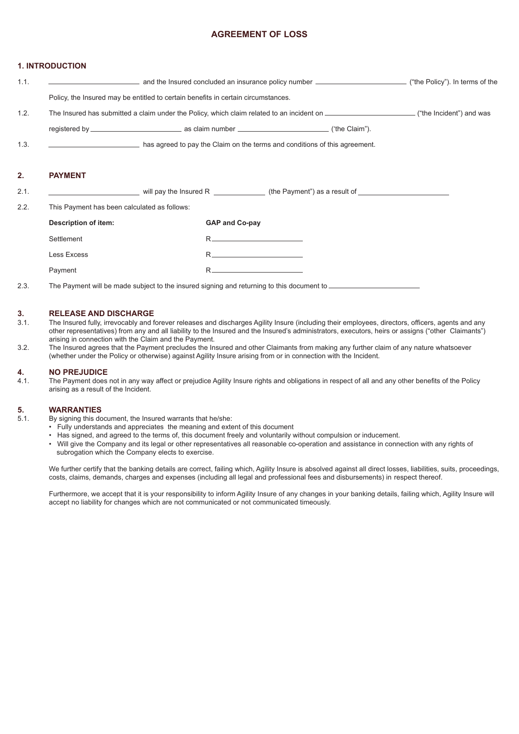# AGREEMENT OF LOSS

## 1. INTRODUCTION

1.1. ________________________ and the Insured concluded an insurance policy number ________________________ ("the Policy"). In terms of the Policy, the Insured may be entitled to certain benefits in certain circumstances.

1.2. The Insured has submitted a claim under the Policy, which claim related to an incident on ________________________ ("the Incident") and was registered by ________________________ as claim number ________________________ ('the Claim").

1.3. ________________________ has agreed to pay the Claim on the terms and conditions of this agreement.

## 2. PAYMENT

2.1. ________________________ will pay the Insured R ______________ (the Payment") as a result of ________________________

2.2. This Payment has been calculated as follows:

| **Description of item:** | **GAP and Co-pay** |
|---|---|
| Settlement | R________________________ |
| Less Excess | R________________________ |
| Payment | R________________________ |

2.3. The Payment will be made subject to the insured signing and returning to this document to ________________________

## 3. RELEASE AND DISCHARGE

3.1. The Insured fully, irrevocably and forever releases and discharges Agility Insure (including their employees, directors, officers, agents and any other representatives) from any and all liability to the Insured and the Insured's administrators, executors, heirs or assigns ("other Claimants") arising in connection with the Claim and the Payment.

3.2. The Insured agrees that the Payment precludes the Insured and other Claimants from making any further claim of any nature whatsoever (whether under the Policy or otherwise) against Agility Insure arising from or in connection with the Incident.

## 4. NO PREJUDICE

4.1. The Payment does not in any way affect or prejudice Agility Insure rights and obligations in respect of all and any other benefits of the Policy arising as a result of the Incident.

## 5. WARRANTIES

5.1. By signing this document, the Insured warrants that he/she:

- Fully understands and appreciates the meaning and extent of this document
- Has signed, and agreed to the terms of, this document freely and voluntarily without compulsion or inducement.
- Will give the Company and its legal or other representatives all reasonable co-operation and assistance in connection with any rights of subrogation which the Company elects to exercise.

We further certify that the banking details are correct, failing which, Agility Insure is absolved against all direct losses, liabilities, suits, proceedings, costs, claims, demands, charges and expenses (including all legal and professional fees and disbursements) in respect thereof.

Furthermore, we accept that it is your responsibility to inform Agility Insure of any changes in your banking details, failing which, Agility Insure will accept no liability for changes which are not communicated or not communicated timeously.